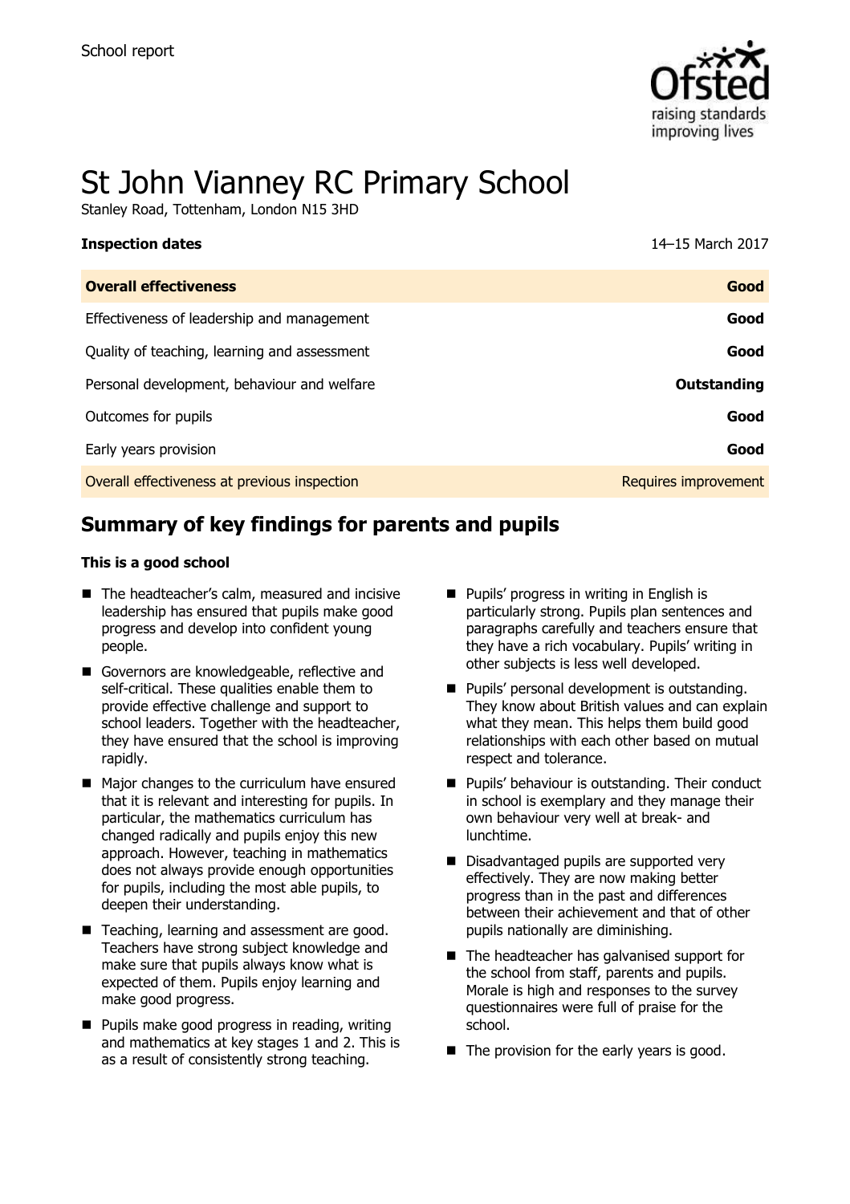School report

# St John Vianney RC Primary School

Stanley Road, Tottenham, London N15 3HD

**Inspection dates** 14–15 March 2017

| **Overall effectiveness** | **Good** |
| --- | --- |
| Effectiveness of leadership and management | **Good** |
| Quality of teaching, learning and assessment | **Good** |
| Personal development, behaviour and welfare | **Outstanding** |
| Outcomes for pupils | **Good** |
| Early years provision | **Good** |
| Overall effectiveness at previous inspection | Requires improvement |

## Summary of key findings for parents and pupils

**This is a good school**

- The headteacher's calm, measured and incisive leadership has ensured that pupils make good progress and develop into confident young people.
- Governors are knowledgeable, reflective and self-critical. These qualities enable them to provide effective challenge and support to school leaders. Together with the headteacher, they have ensured that the school is improving rapidly.
- Major changes to the curriculum have ensured that it is relevant and interesting for pupils. In particular, the mathematics curriculum has changed radically and pupils enjoy this new approach. However, teaching in mathematics does not always provide enough opportunities for pupils, including the most able pupils, to deepen their understanding.
- Teaching, learning and assessment are good. Teachers have strong subject knowledge and make sure that pupils always know what is expected of them. Pupils enjoy learning and make good progress.
- Pupils make good progress in reading, writing and mathematics at key stages 1 and 2. This is as a result of consistently strong teaching.
- Pupils' progress in writing in English is particularly strong. Pupils plan sentences and paragraphs carefully and teachers ensure that they have a rich vocabulary. Pupils' writing in other subjects is less well developed.
- Pupils' personal development is outstanding. They know about British values and can explain what they mean. This helps them build good relationships with each other based on mutual respect and tolerance.
- Pupils' behaviour is outstanding. Their conduct in school is exemplary and they manage their own behaviour very well at break- and lunchtime.
- Disadvantaged pupils are supported very effectively. They are now making better progress than in the past and differences between their achievement and that of other pupils nationally are diminishing.
- The headteacher has galvanised support for the school from staff, parents and pupils. Morale is high and responses to the survey questionnaires were full of praise for the school.
- The provision for the early years is good.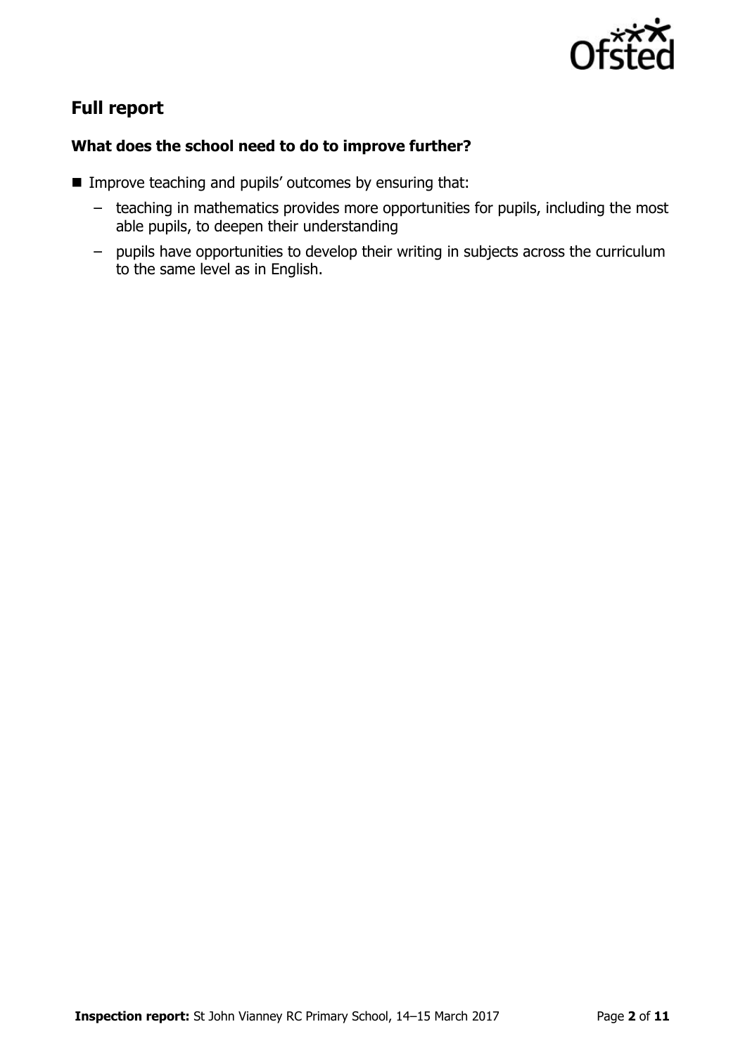## Full report

### What does the school need to do to improve further?

- Improve teaching and pupils' outcomes by ensuring that:
  - teaching in mathematics provides more opportunities for pupils, including the most able pupils, to deepen their understanding
  - pupils have opportunities to develop their writing in subjects across the curriculum to the same level as in English.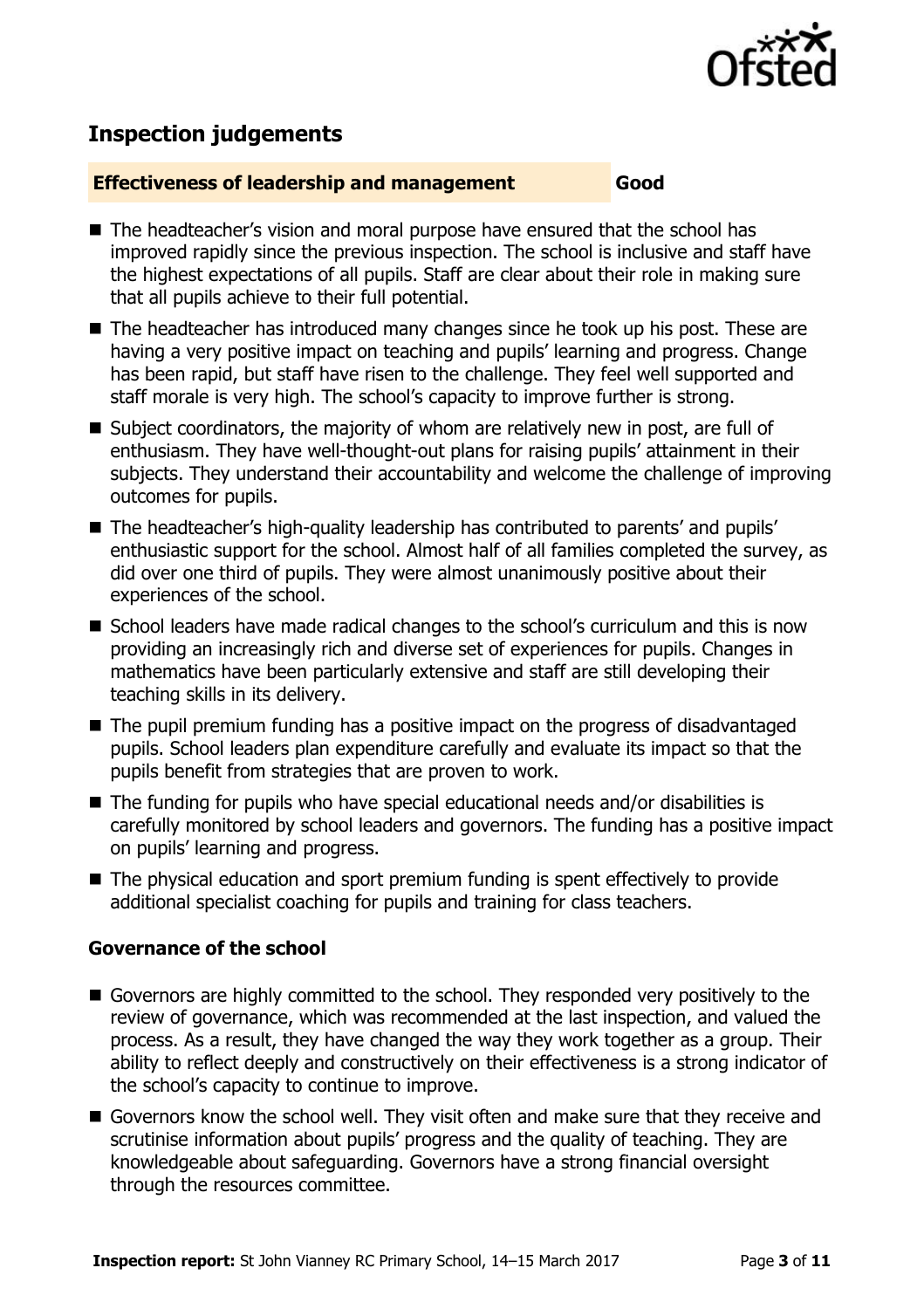## Inspection judgements

**Effectiveness of leadership and management** **Good**

- The headteacher's vision and moral purpose have ensured that the school has improved rapidly since the previous inspection. The school is inclusive and staff have the highest expectations of all pupils. Staff are clear about their role in making sure that all pupils achieve to their full potential.
- The headteacher has introduced many changes since he took up his post. These are having a very positive impact on teaching and pupils' learning and progress. Change has been rapid, but staff have risen to the challenge. They feel well supported and staff morale is very high. The school's capacity to improve further is strong.
- Subject coordinators, the majority of whom are relatively new in post, are full of enthusiasm. They have well-thought-out plans for raising pupils' attainment in their subjects. They understand their accountability and welcome the challenge of improving outcomes for pupils.
- The headteacher's high-quality leadership has contributed to parents' and pupils' enthusiastic support for the school. Almost half of all families completed the survey, as did over one third of pupils. They were almost unanimously positive about their experiences of the school.
- School leaders have made radical changes to the school's curriculum and this is now providing an increasingly rich and diverse set of experiences for pupils. Changes in mathematics have been particularly extensive and staff are still developing their teaching skills in its delivery.
- The pupil premium funding has a positive impact on the progress of disadvantaged pupils. School leaders plan expenditure carefully and evaluate its impact so that the pupils benefit from strategies that are proven to work.
- The funding for pupils who have special educational needs and/or disabilities is carefully monitored by school leaders and governors. The funding has a positive impact on pupils' learning and progress.
- The physical education and sport premium funding is spent effectively to provide additional specialist coaching for pupils and training for class teachers.

### Governance of the school

- Governors are highly committed to the school. They responded very positively to the review of governance, which was recommended at the last inspection, and valued the process. As a result, they have changed the way they work together as a group. Their ability to reflect deeply and constructively on their effectiveness is a strong indicator of the school's capacity to continue to improve.
- Governors know the school well. They visit often and make sure that they receive and scrutinise information about pupils' progress and the quality of teaching. They are knowledgeable about safeguarding. Governors have a strong financial oversight through the resources committee.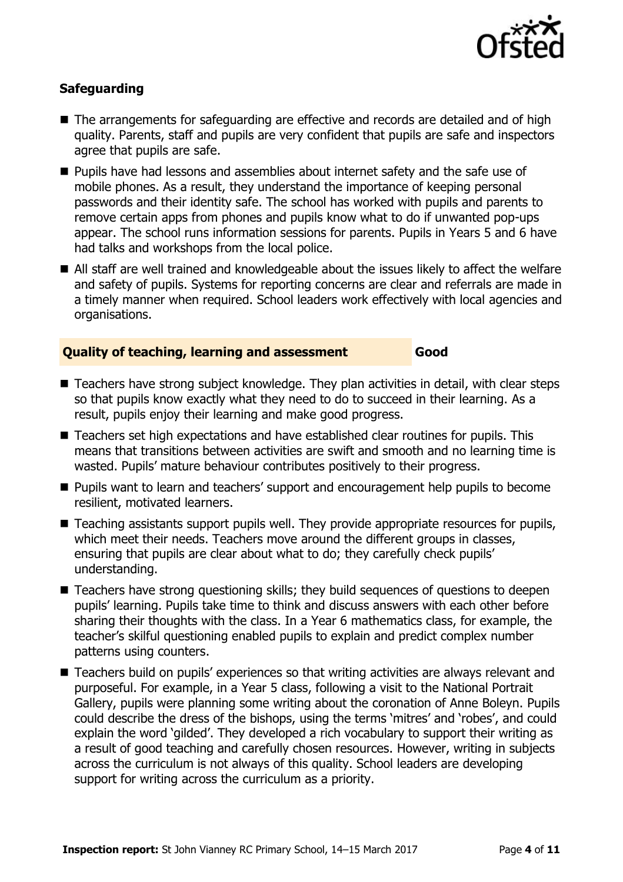### Safeguarding

- The arrangements for safeguarding are effective and records are detailed and of high quality. Parents, staff and pupils are very confident that pupils are safe and inspectors agree that pupils are safe.
- Pupils have had lessons and assemblies about internet safety and the safe use of mobile phones. As a result, they understand the importance of keeping personal passwords and their identity safe. The school has worked with pupils and parents to remove certain apps from phones and pupils know what to do if unwanted pop-ups appear. The school runs information sessions for parents. Pupils in Years 5 and 6 have had talks and workshops from the local police.
- All staff are well trained and knowledgeable about the issues likely to affect the welfare and safety of pupils. Systems for reporting concerns are clear and referrals are made in a timely manner when required. School leaders work effectively with local agencies and organisations.

## Quality of teaching, learning and assessment — Good

- Teachers have strong subject knowledge. They plan activities in detail, with clear steps so that pupils know exactly what they need to do to succeed in their learning. As a result, pupils enjoy their learning and make good progress.
- Teachers set high expectations and have established clear routines for pupils. This means that transitions between activities are swift and smooth and no learning time is wasted. Pupils' mature behaviour contributes positively to their progress.
- Pupils want to learn and teachers' support and encouragement help pupils to become resilient, motivated learners.
- Teaching assistants support pupils well. They provide appropriate resources for pupils, which meet their needs. Teachers move around the different groups in classes, ensuring that pupils are clear about what to do; they carefully check pupils' understanding.
- Teachers have strong questioning skills; they build sequences of questions to deepen pupils' learning. Pupils take time to think and discuss answers with each other before sharing their thoughts with the class. In a Year 6 mathematics class, for example, the teacher's skilful questioning enabled pupils to explain and predict complex number patterns using counters.
- Teachers build on pupils' experiences so that writing activities are always relevant and purposeful. For example, in a Year 5 class, following a visit to the National Portrait Gallery, pupils were planning some writing about the coronation of Anne Boleyn. Pupils could describe the dress of the bishops, using the terms 'mitres' and 'robes', and could explain the word 'gilded'. They developed a rich vocabulary to support their writing as a result of good teaching and carefully chosen resources. However, writing in subjects across the curriculum is not always of this quality. School leaders are developing support for writing across the curriculum as a priority.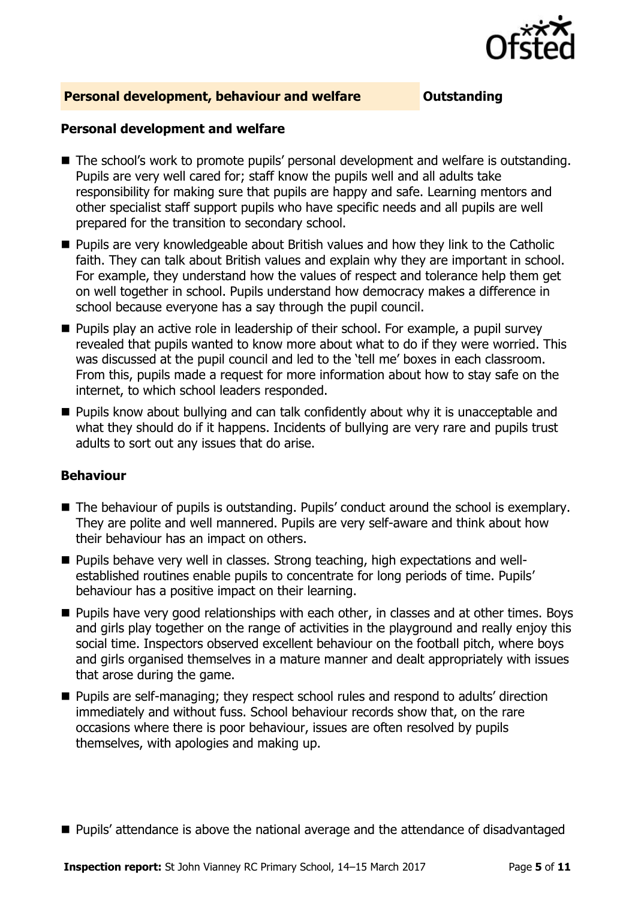## Personal development, behaviour and welfare — Outstanding

### Personal development and welfare

- The school's work to promote pupils' personal development and welfare is outstanding. Pupils are very well cared for; staff know the pupils well and all adults take responsibility for making sure that pupils are happy and safe. Learning mentors and other specialist staff support pupils who have specific needs and all pupils are well prepared for the transition to secondary school.
- Pupils are very knowledgeable about British values and how they link to the Catholic faith. They can talk about British values and explain why they are important in school. For example, they understand how the values of respect and tolerance help them get on well together in school. Pupils understand how democracy makes a difference in school because everyone has a say through the pupil council.
- Pupils play an active role in leadership of their school. For example, a pupil survey revealed that pupils wanted to know more about what to do if they were worried. This was discussed at the pupil council and led to the 'tell me' boxes in each classroom. From this, pupils made a request for more information about how to stay safe on the internet, to which school leaders responded.
- Pupils know about bullying and can talk confidently about why it is unacceptable and what they should do if it happens. Incidents of bullying are very rare and pupils trust adults to sort out any issues that do arise.

### Behaviour

- The behaviour of pupils is outstanding. Pupils' conduct around the school is exemplary. They are polite and well mannered. Pupils are very self-aware and think about how their behaviour has an impact on others.
- Pupils behave very well in classes. Strong teaching, high expectations and well-established routines enable pupils to concentrate for long periods of time. Pupils' behaviour has a positive impact on their learning.
- Pupils have very good relationships with each other, in classes and at other times. Boys and girls play together on the range of activities in the playground and really enjoy this social time. Inspectors observed excellent behaviour on the football pitch, where boys and girls organised themselves in a mature manner and dealt appropriately with issues that arose during the game.
- Pupils are self-managing; they respect school rules and respond to adults' direction immediately and without fuss. School behaviour records show that, on the rare occasions where there is poor behaviour, issues are often resolved by pupils themselves, with apologies and making up.

- Pupils' attendance is above the national average and the attendance of disadvantaged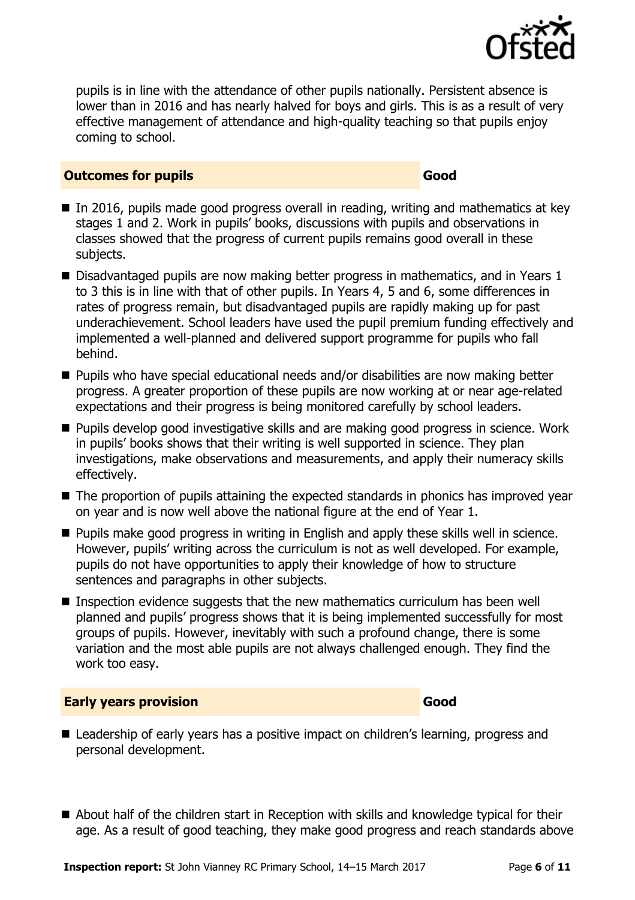pupils is in line with the attendance of other pupils nationally. Persistent absence is lower than in 2016 and has nearly halved for boys and girls. This is as a result of very effective management of attendance and high-quality teaching so that pupils enjoy coming to school.

## Outcomes for pupils — Good

- In 2016, pupils made good progress overall in reading, writing and mathematics at key stages 1 and 2. Work in pupils' books, discussions with pupils and observations in classes showed that the progress of current pupils remains good overall in these subjects.
- Disadvantaged pupils are now making better progress in mathematics, and in Years 1 to 3 this is in line with that of other pupils. In Years 4, 5 and 6, some differences in rates of progress remain, but disadvantaged pupils are rapidly making up for past underachievement. School leaders have used the pupil premium funding effectively and implemented a well-planned and delivered support programme for pupils who fall behind.
- Pupils who have special educational needs and/or disabilities are now making better progress. A greater proportion of these pupils are now working at or near age-related expectations and their progress is being monitored carefully by school leaders.
- Pupils develop good investigative skills and are making good progress in science. Work in pupils' books shows that their writing is well supported in science. They plan investigations, make observations and measurements, and apply their numeracy skills effectively.
- The proportion of pupils attaining the expected standards in phonics has improved year on year and is now well above the national figure at the end of Year 1.
- Pupils make good progress in writing in English and apply these skills well in science. However, pupils' writing across the curriculum is not as well developed. For example, pupils do not have opportunities to apply their knowledge of how to structure sentences and paragraphs in other subjects.
- Inspection evidence suggests that the new mathematics curriculum has been well planned and pupils' progress shows that it is being implemented successfully for most groups of pupils. However, inevitably with such a profound change, there is some variation and the most able pupils are not always challenged enough. They find the work too easy.

## Early years provision — Good

- Leadership of early years has a positive impact on children's learning, progress and personal development.
- About half of the children start in Reception with skills and knowledge typical for their age. As a result of good teaching, they make good progress and reach standards above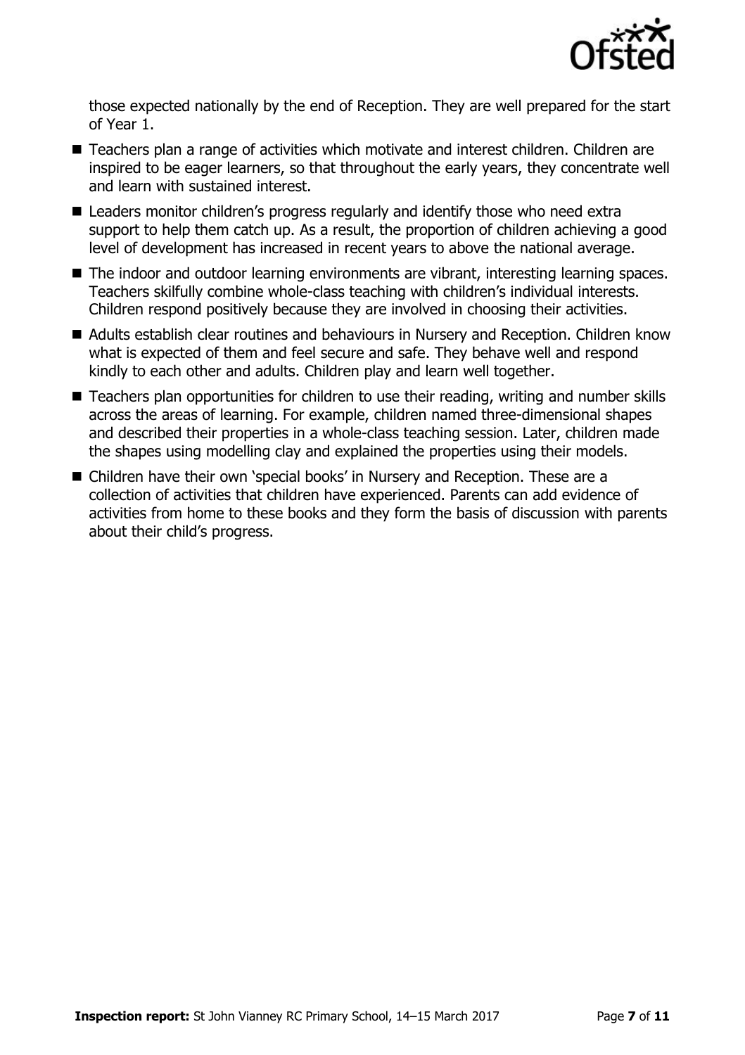those expected nationally by the end of Reception. They are well prepared for the start of Year 1.

- Teachers plan a range of activities which motivate and interest children. Children are inspired to be eager learners, so that throughout the early years, they concentrate well and learn with sustained interest.
- Leaders monitor children's progress regularly and identify those who need extra support to help them catch up. As a result, the proportion of children achieving a good level of development has increased in recent years to above the national average.
- The indoor and outdoor learning environments are vibrant, interesting learning spaces. Teachers skilfully combine whole-class teaching with children's individual interests. Children respond positively because they are involved in choosing their activities.
- Adults establish clear routines and behaviours in Nursery and Reception. Children know what is expected of them and feel secure and safe. They behave well and respond kindly to each other and adults. Children play and learn well together.
- Teachers plan opportunities for children to use their reading, writing and number skills across the areas of learning. For example, children named three-dimensional shapes and described their properties in a whole-class teaching session. Later, children made the shapes using modelling clay and explained the properties using their models.
- Children have their own 'special books' in Nursery and Reception. These are a collection of activities that children have experienced. Parents can add evidence of activities from home to these books and they form the basis of discussion with parents about their child's progress.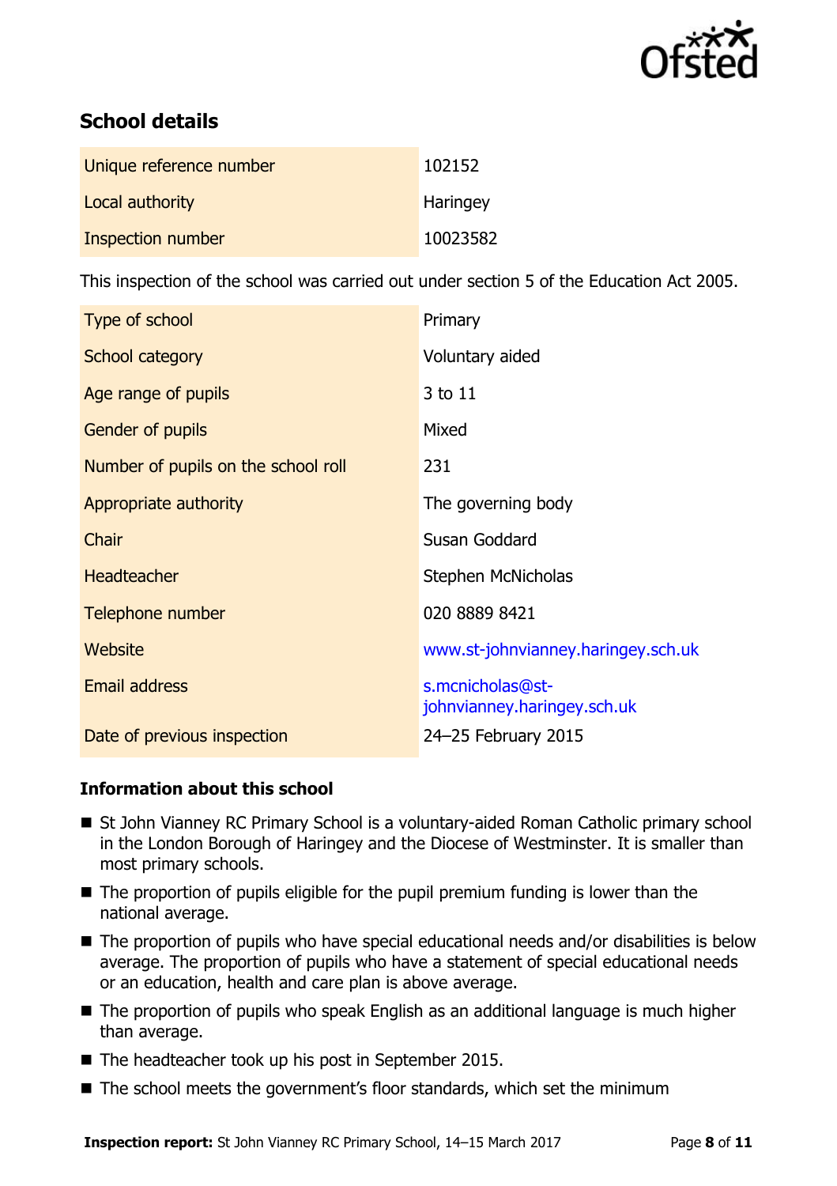## School details

| | |
|---|---|
| Unique reference number | 102152 |
| Local authority | Haringey |
| Inspection number | 10023582 |

This inspection of the school was carried out under section 5 of the Education Act 2005.

| | |
|---|---|
| Type of school | Primary |
| School category | Voluntary aided |
| Age range of pupils | 3 to 11 |
| Gender of pupils | Mixed |
| Number of pupils on the school roll | 231 |
| Appropriate authority | The governing body |
| Chair | Susan Goddard |
| Headteacher | Stephen McNicholas |
| Telephone number | 020 8889 8421 |
| Website | www.st-johnvianney.haringey.sch.uk |
| Email address | s.mcnicholas@st-johnvianney.haringey.sch.uk |
| Date of previous inspection | 24–25 February 2015 |

### Information about this school

- St John Vianney RC Primary School is a voluntary-aided Roman Catholic primary school in the London Borough of Haringey and the Diocese of Westminster. It is smaller than most primary schools.
- The proportion of pupils eligible for the pupil premium funding is lower than the national average.
- The proportion of pupils who have special educational needs and/or disabilities is below average. The proportion of pupils who have a statement of special educational needs or an education, health and care plan is above average.
- The proportion of pupils who speak English as an additional language is much higher than average.
- The headteacher took up his post in September 2015.
- The school meets the government's floor standards, which set the minimum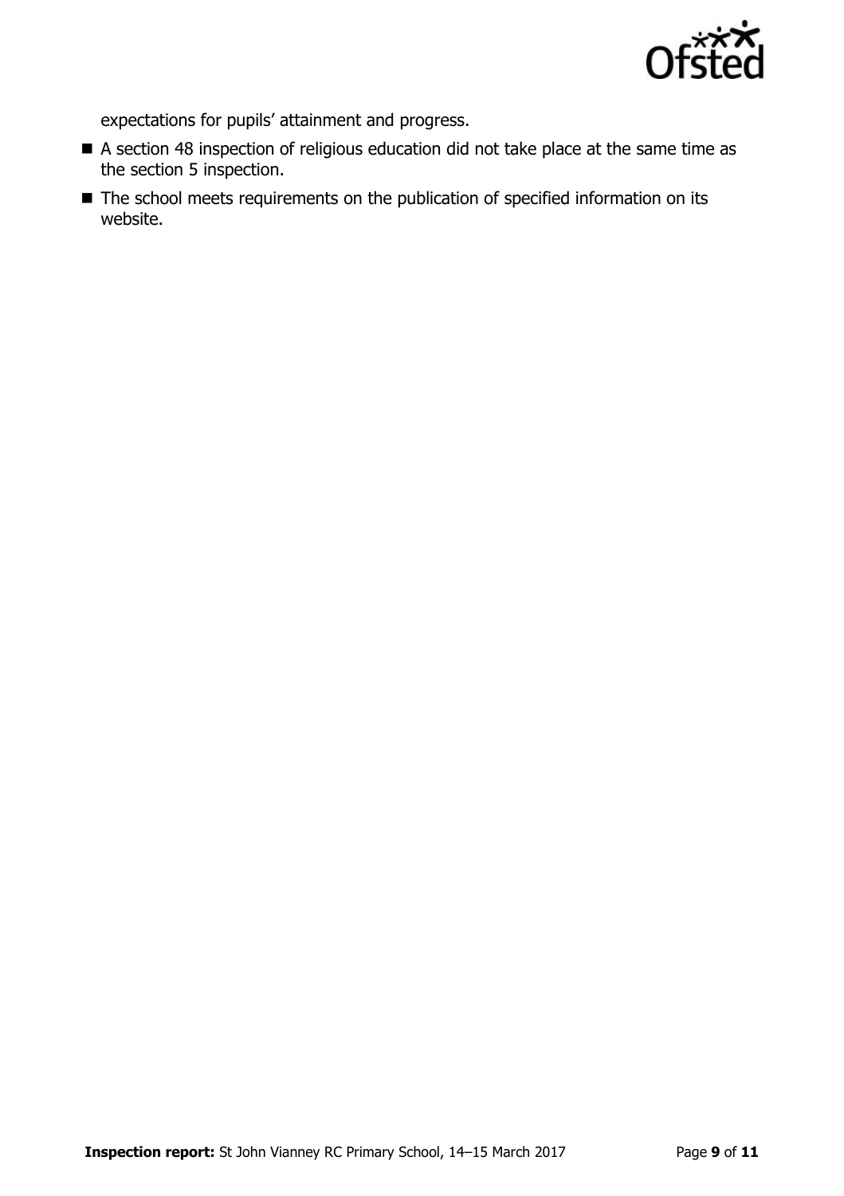expectations for pupils' attainment and progress.

- A section 48 inspection of religious education did not take place at the same time as the section 5 inspection.
- The school meets requirements on the publication of specified information on its website.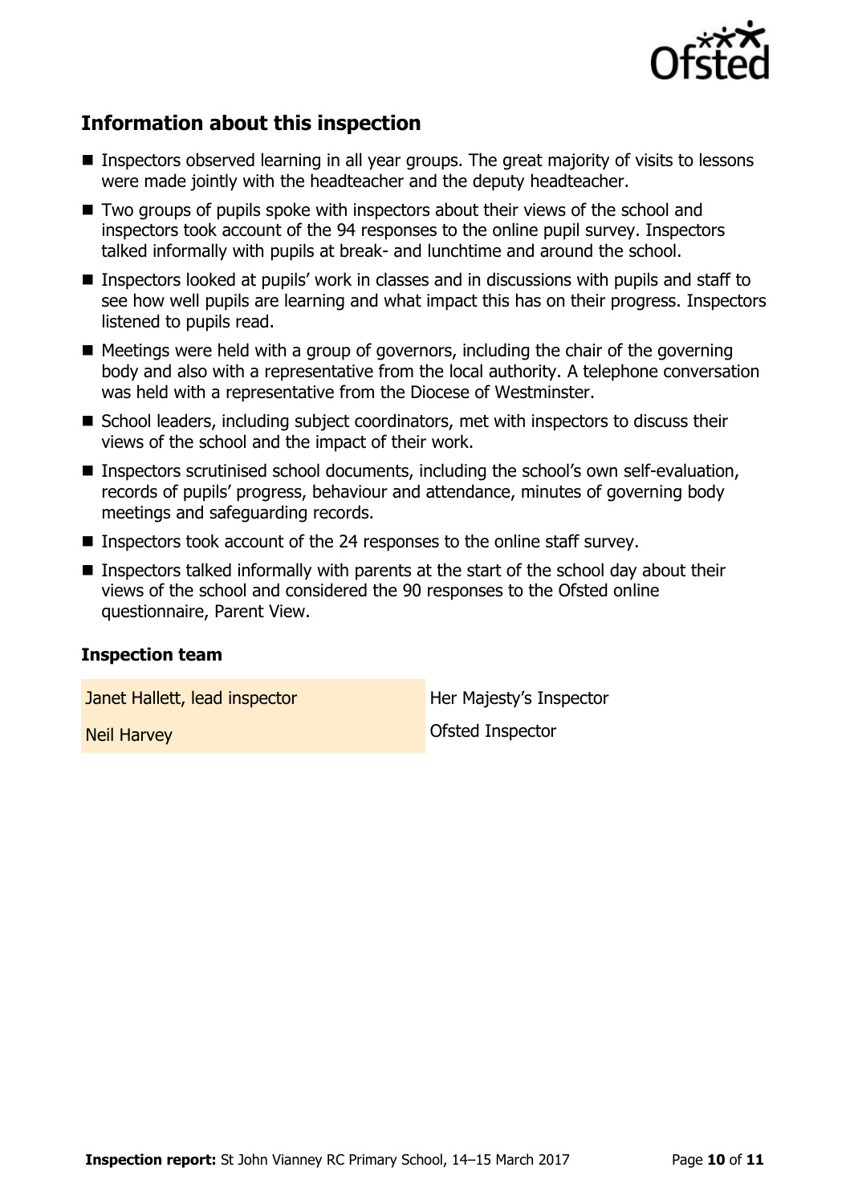## Information about this inspection

- Inspectors observed learning in all year groups. The great majority of visits to lessons were made jointly with the headteacher and the deputy headteacher.
- Two groups of pupils spoke with inspectors about their views of the school and inspectors took account of the 94 responses to the online pupil survey. Inspectors talked informally with pupils at break- and lunchtime and around the school.
- Inspectors looked at pupils' work in classes and in discussions with pupils and staff to see how well pupils are learning and what impact this has on their progress. Inspectors listened to pupils read.
- Meetings were held with a group of governors, including the chair of the governing body and also with a representative from the local authority. A telephone conversation was held with a representative from the Diocese of Westminster.
- School leaders, including subject coordinators, met with inspectors to discuss their views of the school and the impact of their work.
- Inspectors scrutinised school documents, including the school's own self-evaluation, records of pupils' progress, behaviour and attendance, minutes of governing body meetings and safeguarding records.
- Inspectors took account of the 24 responses to the online staff survey.
- Inspectors talked informally with parents at the start of the school day about their views of the school and considered the 90 responses to the Ofsted online questionnaire, Parent View.

### Inspection team

| | |
|---|---|
| Janet Hallett, lead inspector | Her Majesty's Inspector |
| Neil Harvey | Ofsted Inspector |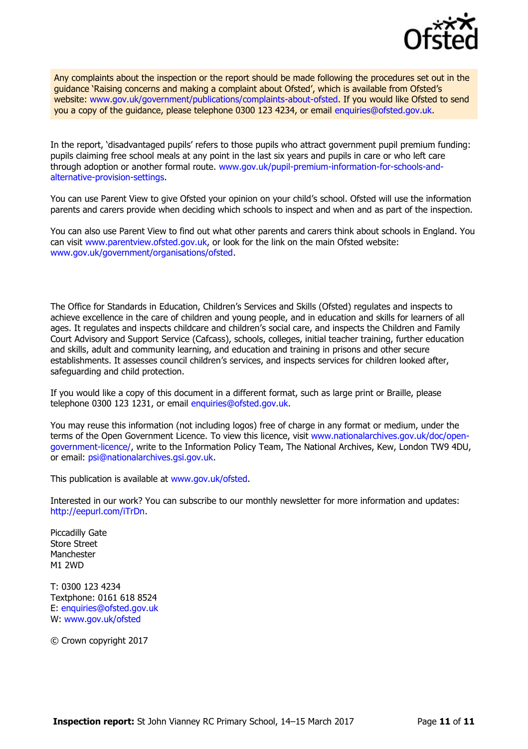Any complaints about the inspection or the report should be made following the procedures set out in the guidance 'Raising concerns and making a complaint about Ofsted', which is available from Ofsted's website: www.gov.uk/government/publications/complaints-about-ofsted. If you would like Ofsted to send you a copy of the guidance, please telephone 0300 123 4234, or email enquiries@ofsted.gov.uk.

In the report, 'disadvantaged pupils' refers to those pupils who attract government pupil premium funding: pupils claiming free school meals at any point in the last six years and pupils in care or who left care through adoption or another formal route. www.gov.uk/pupil-premium-information-for-schools-and-alternative-provision-settings.

You can use Parent View to give Ofsted your opinion on your child's school. Ofsted will use the information parents and carers provide when deciding which schools to inspect and when and as part of the inspection.

You can also use Parent View to find out what other parents and carers think about schools in England. You can visit www.parentview.ofsted.gov.uk, or look for the link on the main Ofsted website: www.gov.uk/government/organisations/ofsted.

The Office for Standards in Education, Children's Services and Skills (Ofsted) regulates and inspects to achieve excellence in the care of children and young people, and in education and skills for learners of all ages. It regulates and inspects childcare and children's social care, and inspects the Children and Family Court Advisory and Support Service (Cafcass), schools, colleges, initial teacher training, further education and skills, adult and community learning, and education and training in prisons and other secure establishments. It assesses council children's services, and inspects services for children looked after, safeguarding and child protection.

If you would like a copy of this document in a different format, such as large print or Braille, please telephone 0300 123 1231, or email enquiries@ofsted.gov.uk.

You may reuse this information (not including logos) free of charge in any format or medium, under the terms of the Open Government Licence. To view this licence, visit www.nationalarchives.gov.uk/doc/open-government-licence/, write to the Information Policy Team, The National Archives, Kew, London TW9 4DU, or email: psi@nationalarchives.gsi.gov.uk.

This publication is available at www.gov.uk/ofsted.

Interested in our work? You can subscribe to our monthly newsletter for more information and updates: http://eepurl.com/iTrDn.

Piccadilly Gate
Store Street
Manchester
M1 2WD

T: 0300 123 4234
Textphone: 0161 618 8524
E: enquiries@ofsted.gov.uk
W: www.gov.uk/ofsted

© Crown copyright 2017